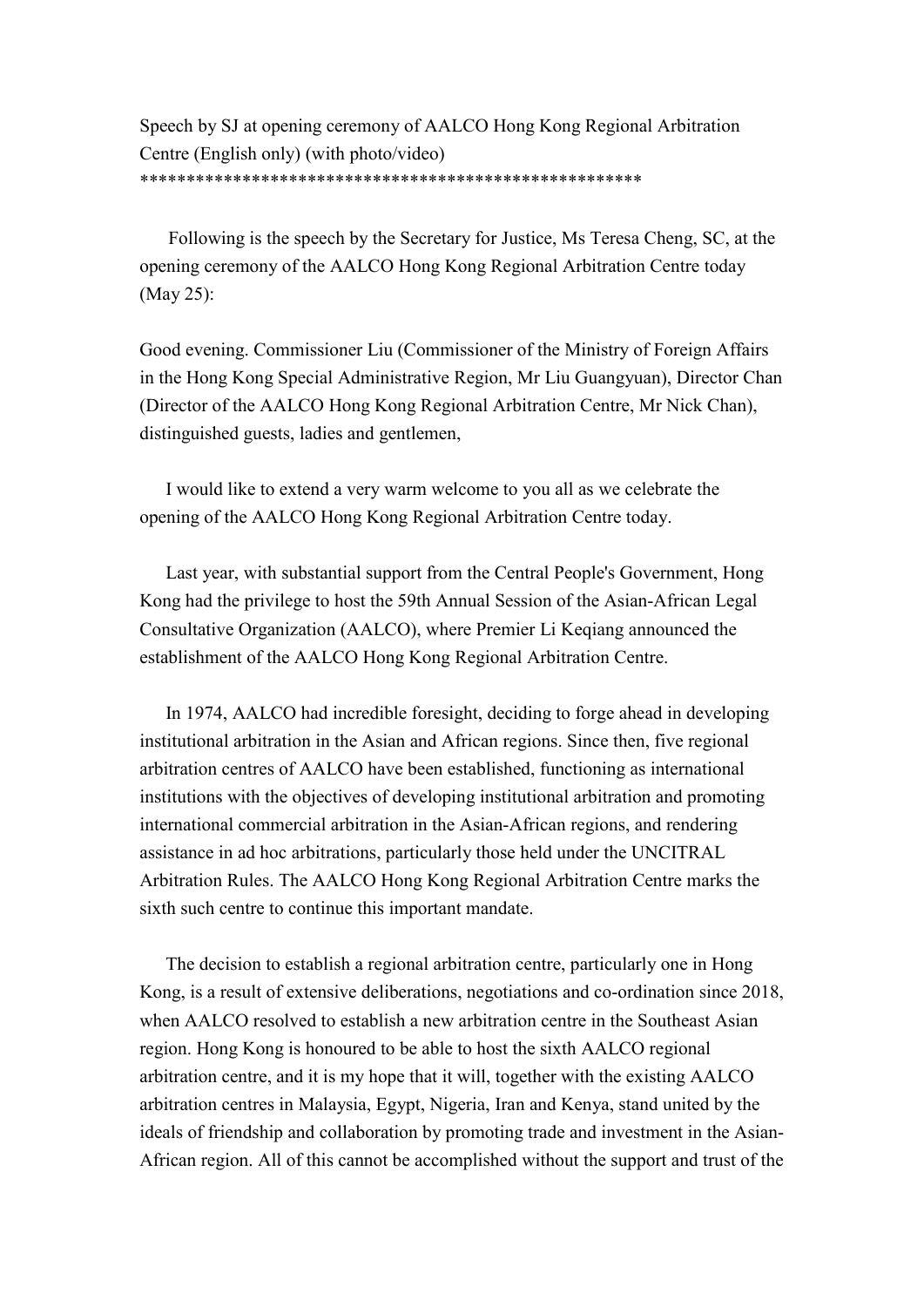# Speech by SJ at opening ceremony of AALCO Hong Kong Regional Arbitration Centre (English only) (with photo/video)

\*\*\*\*\*\*\*\*\*\*\*\*\*\*\*\*\*\*\*\*\*\*\*\*\*\*\*\*\*\*\*\*\*\*\*\*\*\*\*\*\*\*\*\*\*\*\*\*\*\*\*\*\*\*\*

Following is the speech by the Secretary for Justice, Ms Teresa Cheng, SC, at the opening ceremony of the AALCO Hong Kong Regional Arbitration Centre today (May 25):

Good evening. Commissioner Liu (Commissioner of the Ministry of Foreign Affairs in the Hong Kong Special Administrative Region, Mr Liu Guangyuan), Director Chan (Director of the AALCO Hong Kong Regional Arbitration Centre, Mr Nick Chan), distinguished guests, ladies and gentlemen,

I would like to extend a very warm welcome to you all as we celebrate the opening of the AALCO Hong Kong Regional Arbitration Centre today.

Last year, with substantial support from the Central People's Government, Hong Kong had the privilege to host the 59th Annual Session of the Asian-African Legal Consultative Organization (AALCO), where Premier Li Keqiang announced the establishment of the AALCO Hong Kong Regional Arbitration Centre.

In 1974, AALCO had incredible foresight, deciding to forge ahead in developing institutional arbitration in the Asian and African regions. Since then, five regional arbitration centres of AALCO have been established, functioning as international institutions with the objectives of developing institutional arbitration and promoting international commercial arbitration in the Asian-African regions, and rendering assistance in ad hoc arbitrations, particularly those held under the UNCITRAL Arbitration Rules. The AALCO Hong Kong Regional Arbitration Centre marks the sixth such centre to continue this important mandate.

The decision to establish a regional arbitration centre, particularly one in Hong Kong, is a result of extensive deliberations, negotiations and co-ordination since 2018, when AALCO resolved to establish a new arbitration centre in the Southeast Asian region. Hong Kong is honoured to be able to host the sixth AALCO regional arbitration centre, and it is my hope that it will, together with the existing AALCO arbitration centres in Malaysia, Egypt, Nigeria, Iran and Kenya, stand united by the ideals of friendship and collaboration by promoting trade and investment in the Asian-African region. All of this cannot be accomplished without the support and trust of the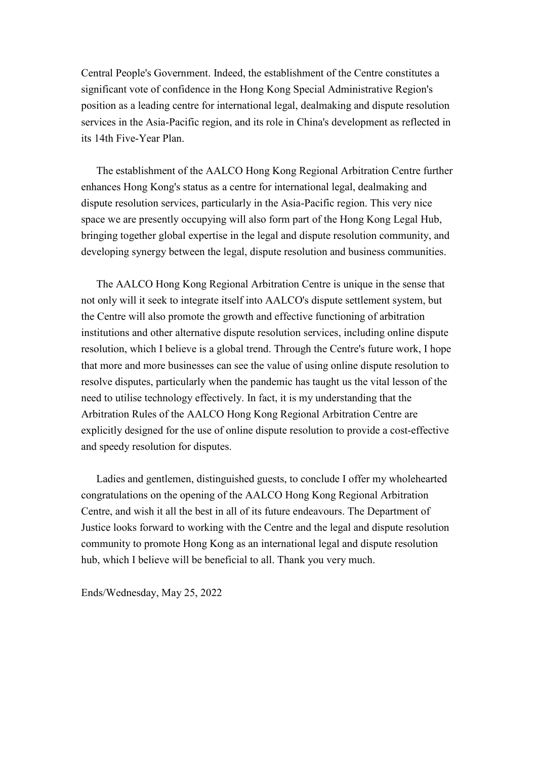Central People's Government. Indeed, the establishment of the Centre constitutes a significant vote of confidence in the Hong Kong Special Administrative Region's position as a leading centre for international legal, dealmaking and dispute resolution services in the Asia-Pacific region, and its role in China's development as reflected in its 14th Five-Year Plan.

The establishment of the AALCO Hong Kong Regional Arbitration Centre further enhances Hong Kong's status as a centre for international legal, dealmaking and dispute resolution services, particularly in the Asia-Pacific region. This very nice space we are presently occupying will also form part of the Hong Kong Legal Hub, bringing together global expertise in the legal and dispute resolution community, and developing synergy between the legal, dispute resolution and business communities.

The AALCO Hong Kong Regional Arbitration Centre is unique in the sense that not only will it seek to integrate itself into AALCO's dispute settlement system, but the Centre will also promote the growth and effective functioning of arbitration institutions and other alternative dispute resolution services, including online dispute resolution, which I believe is a global trend. Through the Centre's future work, I hope that more and more businesses can see the value of using online dispute resolution to resolve disputes, particularly when the pandemic has taught us the vital lesson of the need to utilise technology effectively. In fact, it is my understanding that the Arbitration Rules of the AALCO Hong Kong Regional Arbitration Centre are explicitly designed for the use of online dispute resolution to provide a cost-effective and speedy resolution for disputes.

Ladies and gentlemen, distinguished guests, to conclude I offer my wholehearted congratulations on the opening of the AALCO Hong Kong Regional Arbitration Centre, and wish it all the best in all of its future endeavours. The Department of Justice looks forward to working with the Centre and the legal and dispute resolution community to promote Hong Kong as an international legal and dispute resolution hub, which I believe will be beneficial to all. Thank you very much.

Ends/Wednesday, May 25, 2022